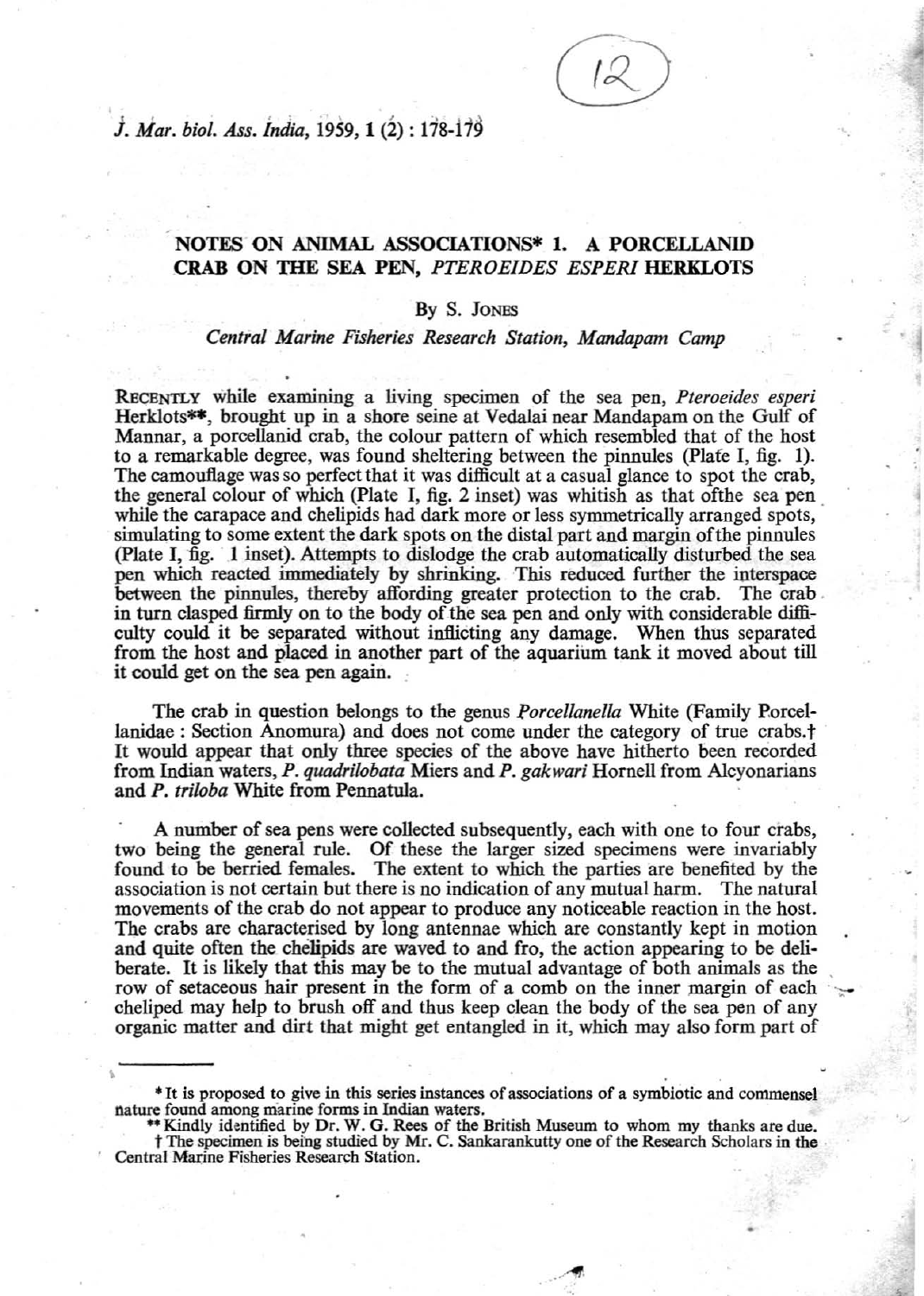# NOTES ON ANIMAL ASSOCIATIONS* 1. A PORCELLANID CRAB ON THE SEA PEN, *PTEROEIDES ESPERI* HERKLOTS

By S. Jones

*Central Marine Fisheries Research Station, Mandapam Camp*

Recently while examining a living specimen of the sea pen, *Pteroeides esperi* Herklots**, brought up in a shore seine at Vedalai near Mandapam on the Gulf of Mannar, a porcellanid crab, the colour pattern of which resembled that of the host to a remarkable degree, was found sheltering between the pinnules (Plate I, fig. 1). The camouflage was so perfect that it was difficult at a casual glance to spot the crab, the general colour of which (Plate I, fig. 2 inset) was whitish as that ofthe sea pen while the carapace and chelipids had dark more or less symmetrically arranged spots, simulating to some extent the dark spots on the distal part and margin ofthe pinnules (Plate I, fig. 1 inset). Attempts to dislodge the crab automatically disturbed the sea pen which reacted immediately by shrinking. This reduced further the interspace between the pinnules, thereby affording greater protection to the crab. The crab in turn clasped firmly on to the body of the sea pen and only with considerable difficulty could it be separated without inflicting any damage. When thus separated from the host and placed in another part of the aquarium tank it moved about till it could get on the sea pen again.

The crab in question belongs to the genus *Porcellanella* White (Family Porcellanidae : Section Anomura) and does not come under the category of true crabs.† It would appear that only three species of the above have hitherto been recorded from Indian waters, *P. quadrilobata* Miers and *P. gakwari* Hornell from Alcyonarians and *P. triloba* White from Pennatula.

A number of sea pens were collected subsequently, each with one to four crabs, two being the general rule. Of these the larger sized specimens were invariably found to be berried females. The extent to which the parties are benefited by the association is not certain but there is no indication of any mutual harm. The natural movements of the crab do not appear to produce any noticeable reaction in the host. The crabs are characterised by long antennae which are constantly kept in motion and quite often the chelipids are waved to and fro, the action appearing to be deliberate. It is likely that this may be to the mutual advantage of both animals as the row of setaceous hair present in the form of a comb on the inner margin of each cheliped may help to brush off and thus keep clean the body of the sea pen of any organic matter and dirt that might get entangled in it, which may also form part of

---

* It is proposed to give in this series instances of associations of a symbiotic and commensel nature found among marine forms in Indian waters.

** Kindly identified by Dr. W. G. Rees of the British Museum to whom my thanks are due.

† The specimen is being studied by Mr. C. Sankarankutty one of the Research Scholars in the Central Marine Fisheries Research Station.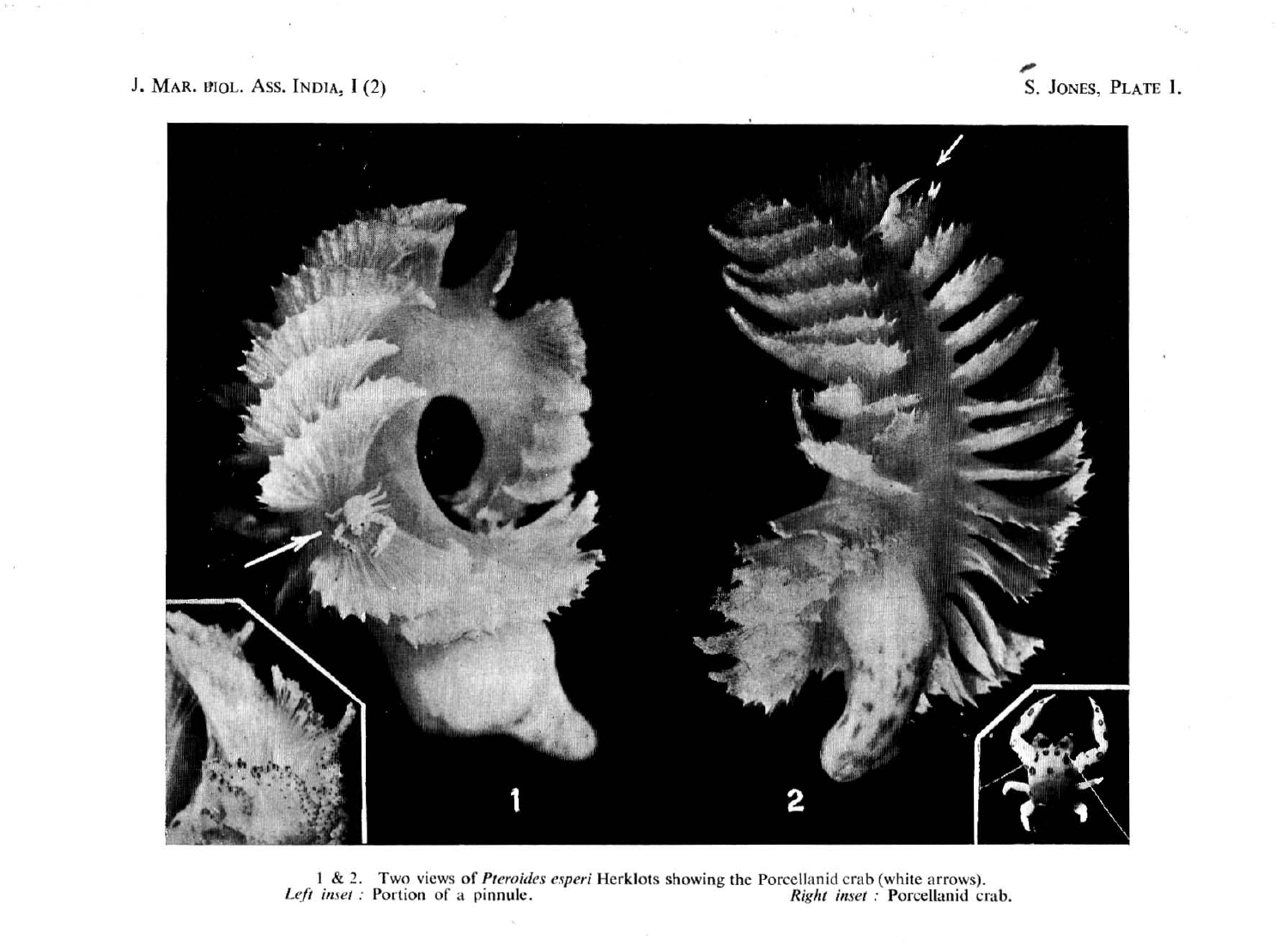1 & 2. Two views of *Pteroides esperi* Herklots showing the Porcellanid crab (white arrows).
*Left inset :* Portion of a pinnule. *Right inset :* Porcellanid crab.